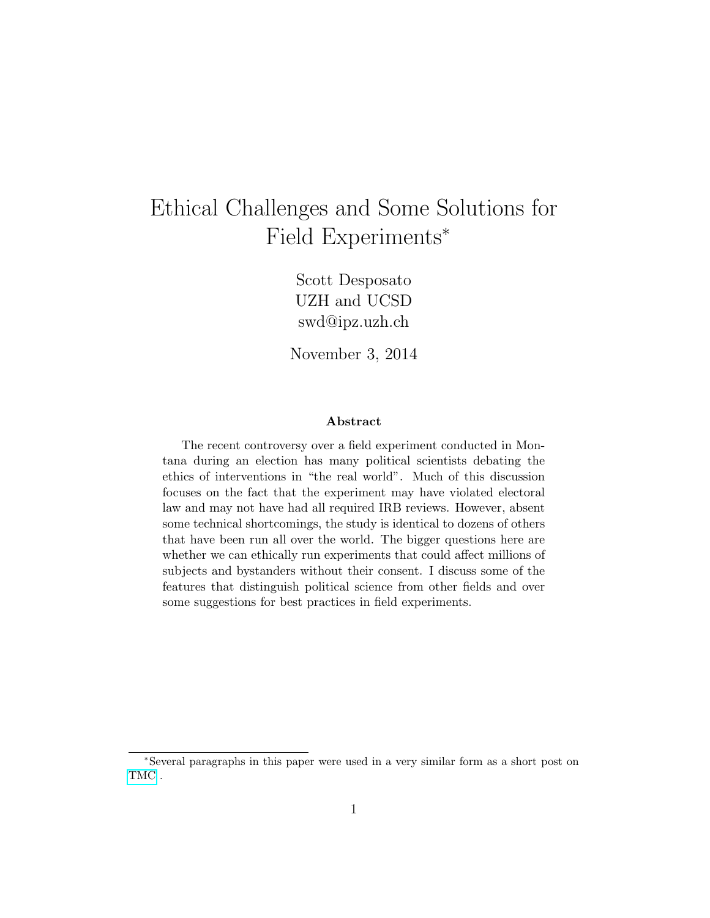# Ethical Challenges and Some Solutions for Field Experiments*

Scott Desposato
UZH and UCSD
swd@ipz.uzh.ch

November 3, 2014

**Abstract**

The recent controversy over a field experiment conducted in Montana during an election has many political scientists debating the ethics of interventions in "the real world". Much of this discussion focuses on the fact that the experiment may have violated electoral law and may not have had all required IRB reviews. However, absent some technical shortcomings, the study is identical to dozens of others that have been run all over the world. The bigger questions here are whether we can ethically run experiments that could affect millions of subjects and bystanders without their consent. I discuss some of the features that distinguish political science from other fields and over some suggestions for best practices in field experiments.

*Several paragraphs in this paper were used in a very similar form as a short post on TMC.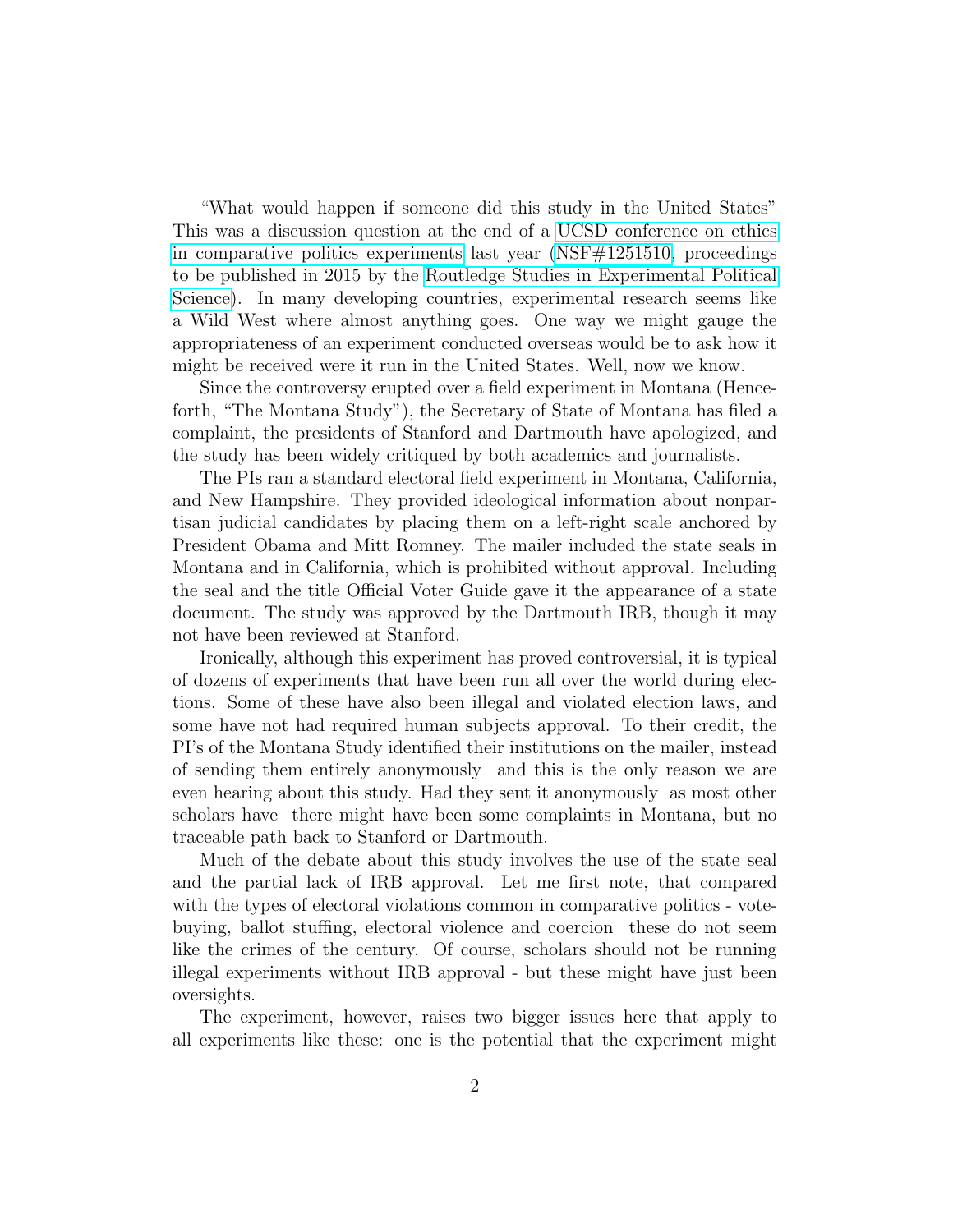"What would happen if someone did this study in the United States" This was a discussion question at the end of a UCSD conference on ethics in comparative politics experiments last year (NSF#1251510, proceedings to be published in 2015 by the Routledge Studies in Experimental Political Science). In many developing countries, experimental research seems like a Wild West where almost anything goes. One way we might gauge the appropriateness of an experiment conducted overseas would be to ask how it might be received were it run in the United States. Well, now we know.

Since the controversy erupted over a field experiment in Montana (Henceforth, "The Montana Study"), the Secretary of State of Montana has filed a complaint, the presidents of Stanford and Dartmouth have apologized, and the study has been widely critiqued by both academics and journalists.

The PIs ran a standard electoral field experiment in Montana, California, and New Hampshire. They provided ideological information about nonpartisan judicial candidates by placing them on a left-right scale anchored by President Obama and Mitt Romney. The mailer included the state seals in Montana and in California, which is prohibited without approval. Including the seal and the title Official Voter Guide gave it the appearance of a state document. The study was approved by the Dartmouth IRB, though it may not have been reviewed at Stanford.

Ironically, although this experiment has proved controversial, it is typical of dozens of experiments that have been run all over the world during elections. Some of these have also been illegal and violated election laws, and some have not had required human subjects approval. To their credit, the PI's of the Montana Study identified their institutions on the mailer, instead of sending them entirely anonymously  and this is the only reason we are even hearing about this study. Had they sent it anonymously  as most other scholars have  there might have been some complaints in Montana, but no traceable path back to Stanford or Dartmouth.

Much of the debate about this study involves the use of the state seal and the partial lack of IRB approval. Let me first note, that compared with the types of electoral violations common in comparative politics - vote-buying, ballot stuffing, electoral violence and coercion  these do not seem like the crimes of the century. Of course, scholars should not be running illegal experiments without IRB approval - but these might have just been oversights.

The experiment, however, raises two bigger issues here that apply to all experiments like these: one is the potential that the experiment might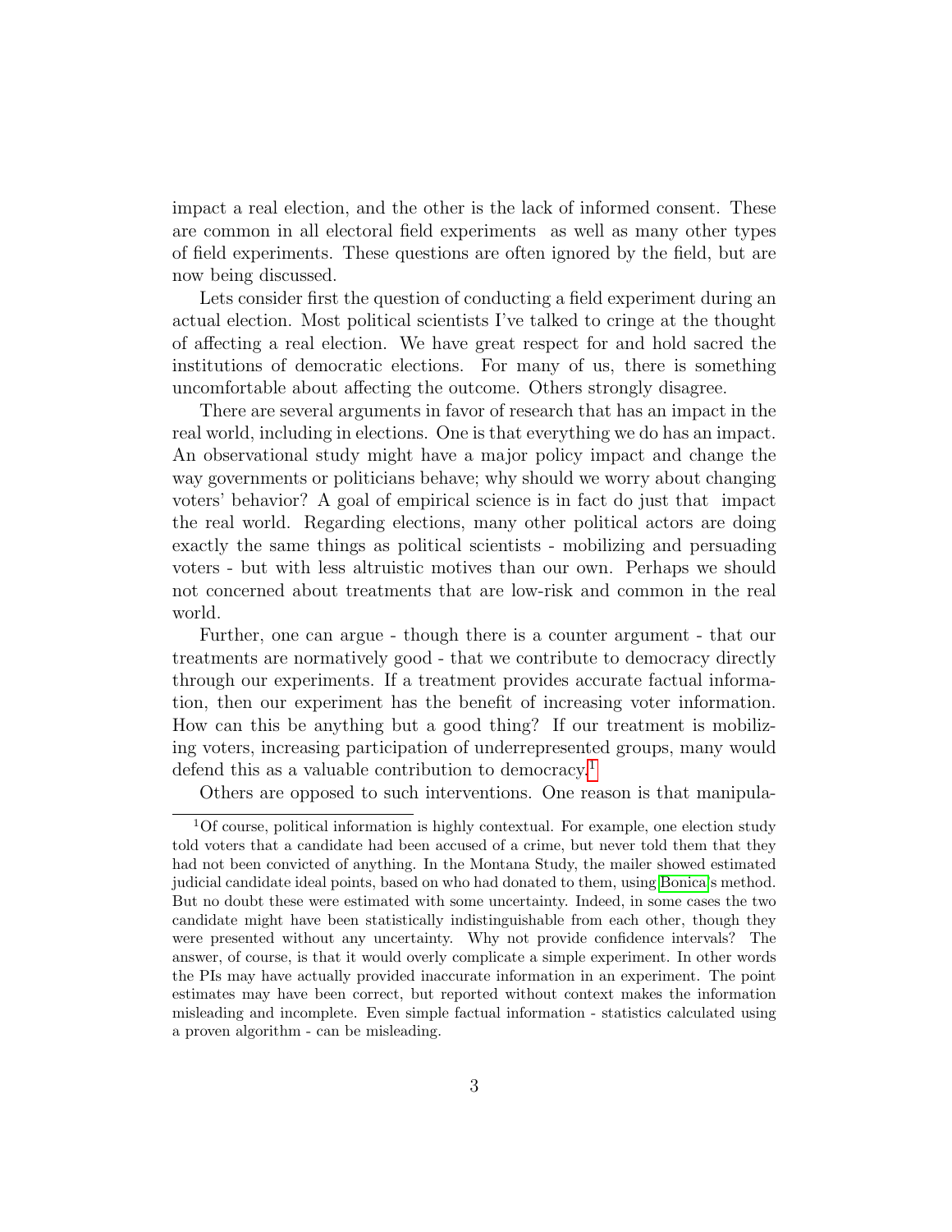impact a real election, and the other is the lack of informed consent. These are common in all electoral field experiments as well as many other types of field experiments. These questions are often ignored by the field, but are now being discussed.

Lets consider first the question of conducting a field experiment during an actual election. Most political scientists I've talked to cringe at the thought of affecting a real election. We have great respect for and hold sacred the institutions of democratic elections. For many of us, there is something uncomfortable about affecting the outcome. Others strongly disagree.

There are several arguments in favor of research that has an impact in the real world, including in elections. One is that everything we do has an impact. An observational study might have a major policy impact and change the way governments or politicians behave; why should we worry about changing voters' behavior? A goal of empirical science is in fact do just that impact the real world. Regarding elections, many other political actors are doing exactly the same things as political scientists - mobilizing and persuading voters - but with less altruistic motives than our own. Perhaps we should not concerned about treatments that are low-risk and common in the real world.

Further, one can argue - though there is a counter argument - that our treatments are normatively good - that we contribute to democracy directly through our experiments. If a treatment provides accurate factual information, then our experiment has the benefit of increasing voter information. How can this be anything but a good thing? If our treatment is mobilizing voters, increasing participation of underrepresented groups, many would defend this as a valuable contribution to democracy.[1]

Others are opposed to such interventions. One reason is that manipula-

[1] Of course, political information is highly contextual. For example, one election study told voters that a candidate had been accused of a crime, but never told them that they had not been convicted of anything. In the Montana Study, the mailer showed estimated judicial candidate ideal points, based on who had donated to them, using Bonica's method. But no doubt these were estimated with some uncertainty. Indeed, in some cases the two candidate might have been statistically indistinguishable from each other, though they were presented without any uncertainty. Why not provide confidence intervals? The answer, of course, is that it would overly complicate a simple experiment. In other words the PIs may have actually provided inaccurate information in an experiment. The point estimates may have been correct, but reported without context makes the information misleading and incomplete. Even simple factual information - statistics calculated using a proven algorithm - can be misleading.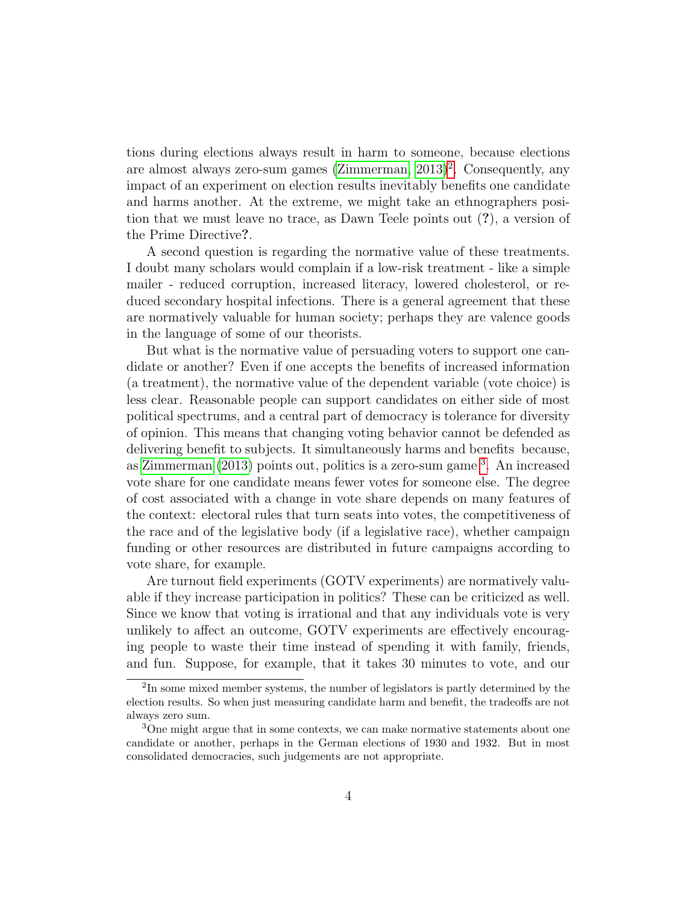tions during elections always result in harm to someone, because elections are almost always zero-sum games (Zimmerman, 2013)[2]. Consequently, any impact of an experiment on election results inevitably benefits one candidate and harms another. At the extreme, we might take an ethnographers position that we must leave no trace, as Dawn Teele points out (**?**), a version of the Prime Directive**?**.

A second question is regarding the normative value of these treatments. I doubt many scholars would complain if a low-risk treatment - like a simple mailer - reduced corruption, increased literacy, lowered cholesterol, or reduced secondary hospital infections. There is a general agreement that these are normatively valuable for human society; perhaps they are valence goods in the language of some of our theorists.

But what is the normative value of persuading voters to support one candidate or another? Even if one accepts the benefits of increased information (a treatment), the normative value of the dependent variable (vote choice) is less clear. Reasonable people can support candidates on either side of most political spectrums, and a central part of democracy is tolerance for diversity of opinion. This means that changing voting behavior cannot be defended as delivering benefit to subjects. It simultaneously harms and benefits because, as Zimmerman (2013) points out, politics is a zero-sum game [3]. An increased vote share for one candidate means fewer votes for someone else. The degree of cost associated with a change in vote share depends on many features of the context: electoral rules that turn seats into votes, the competitiveness of the race and of the legislative body (if a legislative race), whether campaign funding or other resources are distributed in future campaigns according to vote share, for example.

Are turnout field experiments (GOTV experiments) are normatively valuable if they increase participation in politics? These can be criticized as well. Since we know that voting is irrational and that any individuals vote is very unlikely to affect an outcome, GOTV experiments are effectively encouraging people to waste their time instead of spending it with family, friends, and fun. Suppose, for example, that it takes 30 minutes to vote, and our

---

[2] In some mixed member systems, the number of legislators is partly determined by the election results. So when just measuring candidate harm and benefit, the tradeoffs are not always zero sum.

[3] One might argue that in some contexts, we can make normative statements about one candidate or another, perhaps in the German elections of 1930 and 1932. But in most consolidated democracies, such judgements are not appropriate.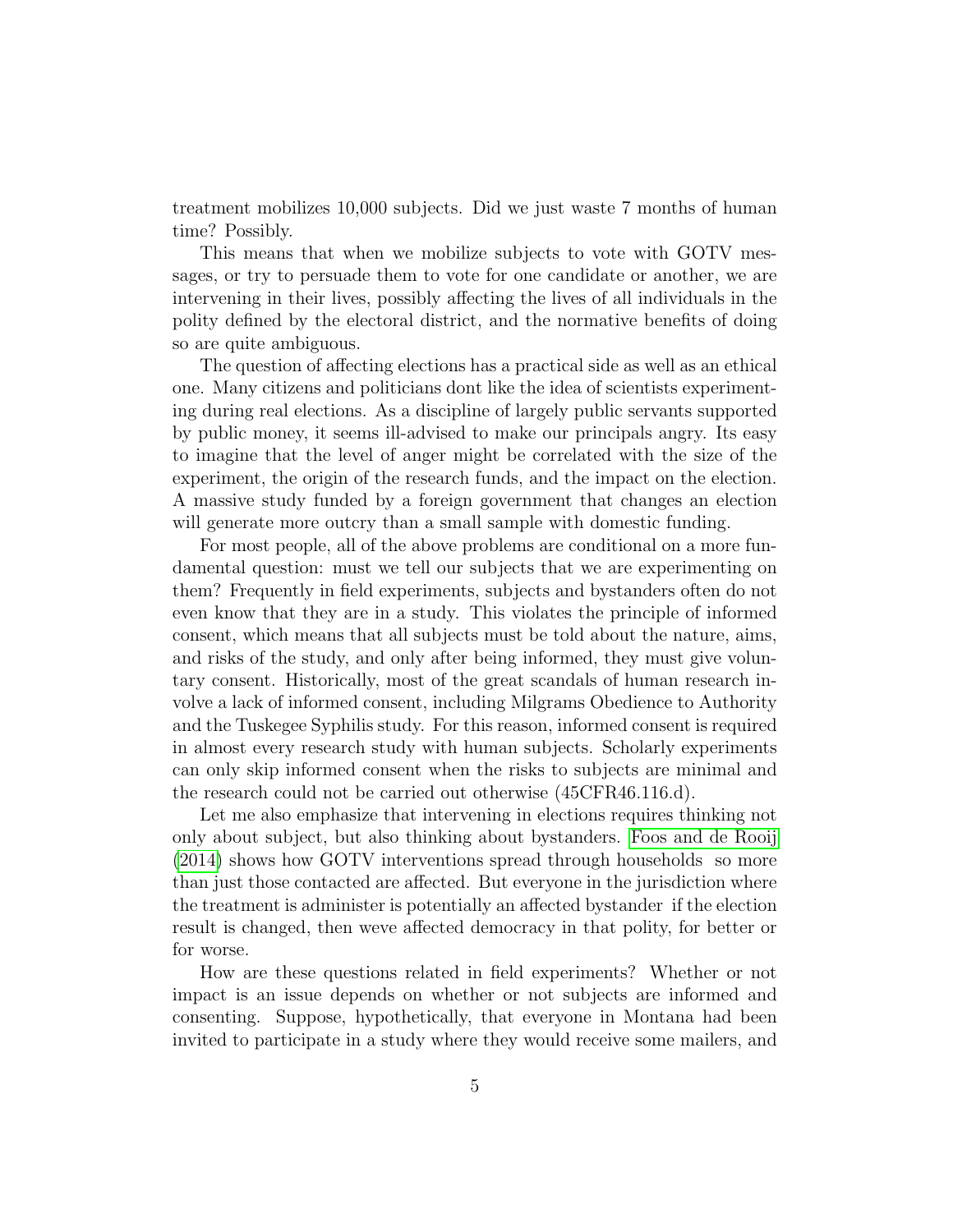treatment mobilizes 10,000 subjects. Did we just waste 7 months of human time? Possibly.

This means that when we mobilize subjects to vote with GOTV messages, or try to persuade them to vote for one candidate or another, we are intervening in their lives, possibly affecting the lives of all individuals in the polity defined by the electoral district, and the normative benefits of doing so are quite ambiguous.

The question of affecting elections has a practical side as well as an ethical one. Many citizens and politicians dont like the idea of scientists experimenting during real elections. As a discipline of largely public servants supported by public money, it seems ill-advised to make our principals angry. Its easy to imagine that the level of anger might be correlated with the size of the experiment, the origin of the research funds, and the impact on the election. A massive study funded by a foreign government that changes an election will generate more outcry than a small sample with domestic funding.

For most people, all of the above problems are conditional on a more fundamental question: must we tell our subjects that we are experimenting on them? Frequently in field experiments, subjects and bystanders often do not even know that they are in a study. This violates the principle of informed consent, which means that all subjects must be told about the nature, aims, and risks of the study, and only after being informed, they must give voluntary consent. Historically, most of the great scandals of human research involve a lack of informed consent, including Milgrams Obedience to Authority and the Tuskegee Syphilis study. For this reason, informed consent is required in almost every research study with human subjects. Scholarly experiments can only skip informed consent when the risks to subjects are minimal and the research could not be carried out otherwise (45CFR46.116.d).

Let me also emphasize that intervening in elections requires thinking not only about subject, but also thinking about bystanders. Foos and de Rooij (2014) shows how GOTV interventions spread through households so more than just those contacted are affected. But everyone in the jurisdiction where the treatment is administer is potentially an affected bystander if the election result is changed, then weve affected democracy in that polity, for better or for worse.

How are these questions related in field experiments? Whether or not impact is an issue depends on whether or not subjects are informed and consenting. Suppose, hypothetically, that everyone in Montana had been invited to participate in a study where they would receive some mailers, and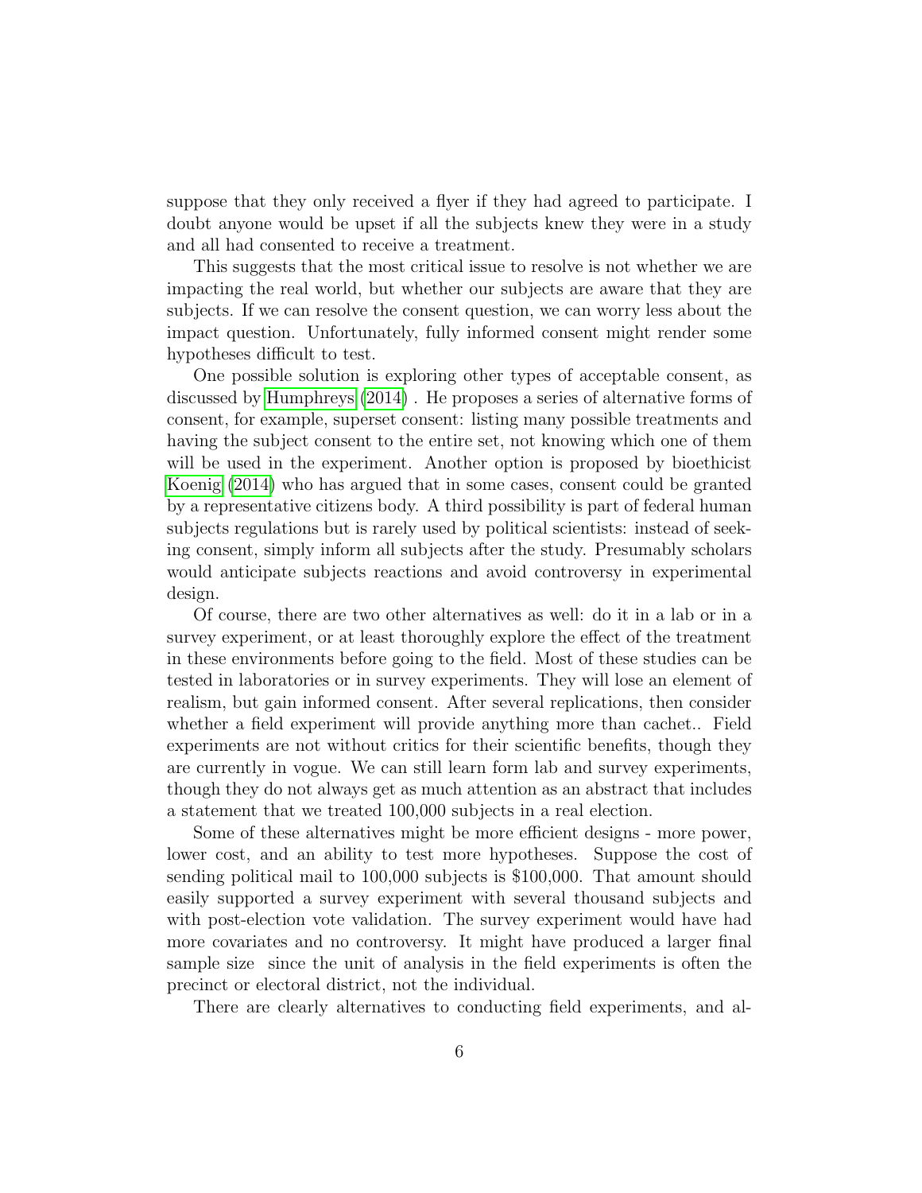suppose that they only received a flyer if they had agreed to participate. I doubt anyone would be upset if all the subjects knew they were in a study and all had consented to receive a treatment.

This suggests that the most critical issue to resolve is not whether we are impacting the real world, but whether our subjects are aware that they are subjects. If we can resolve the consent question, we can worry less about the impact question. Unfortunately, fully informed consent might render some hypotheses difficult to test.

One possible solution is exploring other types of acceptable consent, as discussed by Humphreys (2014) . He proposes a series of alternative forms of consent, for example, superset consent: listing many possible treatments and having the subject consent to the entire set, not knowing which one of them will be used in the experiment. Another option is proposed by bioethicist Koenig (2014) who has argued that in some cases, consent could be granted by a representative citizens body. A third possibility is part of federal human subjects regulations but is rarely used by political scientists: instead of seeking consent, simply inform all subjects after the study. Presumably scholars would anticipate subjects reactions and avoid controversy in experimental design.

Of course, there are two other alternatives as well: do it in a lab or in a survey experiment, or at least thoroughly explore the effect of the treatment in these environments before going to the field. Most of these studies can be tested in laboratories or in survey experiments. They will lose an element of realism, but gain informed consent. After several replications, then consider whether a field experiment will provide anything more than cachet.. Field experiments are not without critics for their scientific benefits, though they are currently in vogue. We can still learn form lab and survey experiments, though they do not always get as much attention as an abstract that includes a statement that we treated 100,000 subjects in a real election.

Some of these alternatives might be more efficient designs - more power, lower cost, and an ability to test more hypotheses. Suppose the cost of sending political mail to 100,000 subjects is $100,000. That amount should easily supported a survey experiment with several thousand subjects and with post-election vote validation. The survey experiment would have had more covariates and no controversy. It might have produced a larger final sample size since the unit of analysis in the field experiments is often the precinct or electoral district, not the individual.

There are clearly alternatives to conducting field experiments, and al-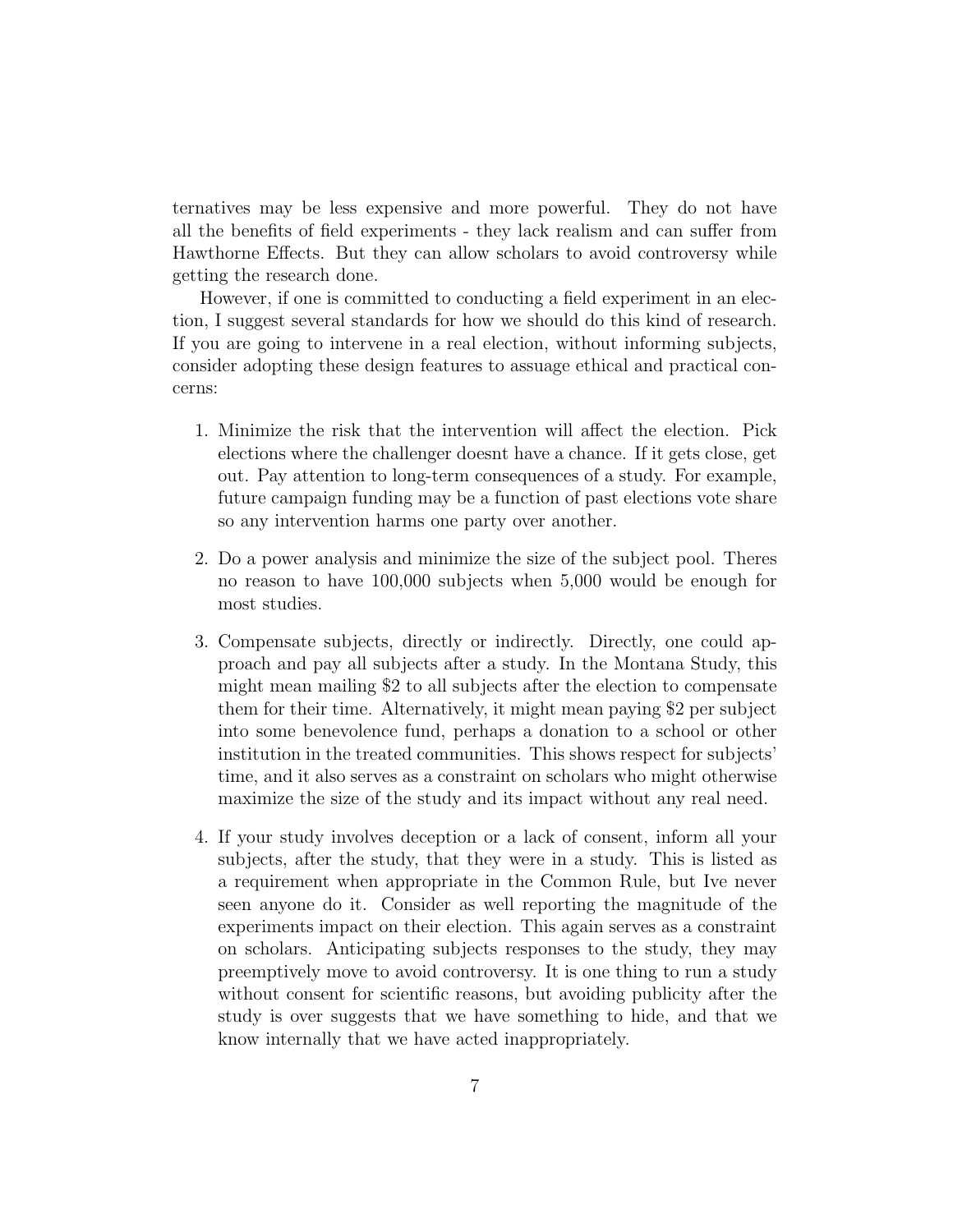ternatives may be less expensive and more powerful. They do not have all the benefits of field experiments - they lack realism and can suffer from Hawthorne Effects. But they can allow scholars to avoid controversy while getting the research done.

However, if one is committed to conducting a field experiment in an election, I suggest several standards for how we should do this kind of research. If you are going to intervene in a real election, without informing subjects, consider adopting these design features to assuage ethical and practical concerns:

1. Minimize the risk that the intervention will affect the election. Pick elections where the challenger doesnt have a chance. If it gets close, get out. Pay attention to long-term consequences of a study. For example, future campaign funding may be a function of past elections vote share so any intervention harms one party over another.

2. Do a power analysis and minimize the size of the subject pool. Theres no reason to have 100,000 subjects when 5,000 would be enough for most studies.

3. Compensate subjects, directly or indirectly. Directly, one could approach and pay all subjects after a study. In the Montana Study, this might mean mailing \$2 to all subjects after the election to compensate them for their time. Alternatively, it might mean paying \$2 per subject into some benevolence fund, perhaps a donation to a school or other institution in the treated communities. This shows respect for subjects' time, and it also serves as a constraint on scholars who might otherwise maximize the size of the study and its impact without any real need.

4. If your study involves deception or a lack of consent, inform all your subjects, after the study, that they were in a study. This is listed as a requirement when appropriate in the Common Rule, but Ive never seen anyone do it. Consider as well reporting the magnitude of the experiments impact on their election. This again serves as a constraint on scholars. Anticipating subjects responses to the study, they may preemptively move to avoid controversy. It is one thing to run a study without consent for scientific reasons, but avoiding publicity after the study is over suggests that we have something to hide, and that we know internally that we have acted inappropriately.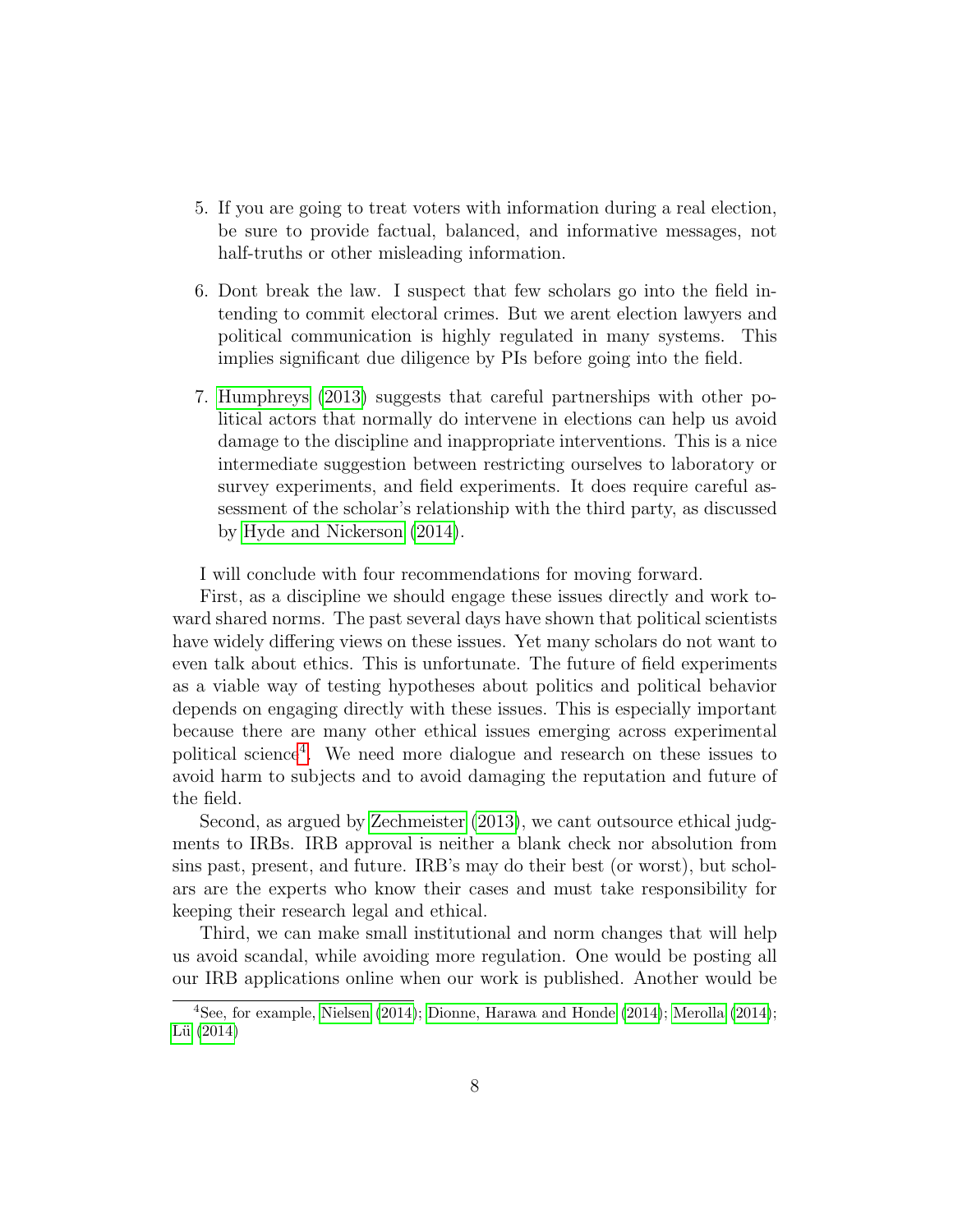5. If you are going to treat voters with information during a real election, be sure to provide factual, balanced, and informative messages, not half-truths or other misleading information.

6. Dont break the law. I suspect that few scholars go into the field intending to commit electoral crimes. But we arent election lawyers and political communication is highly regulated in many systems. This implies significant due diligence by PIs before going into the field.

7. Humphreys (2013) suggests that careful partnerships with other political actors that normally do intervene in elections can help us avoid damage to the discipline and inappropriate interventions. This is a nice intermediate suggestion between restricting ourselves to laboratory or survey experiments, and field experiments. It does require careful assessment of the scholar's relationship with the third party, as discussed by Hyde and Nickerson (2014).

I will conclude with four recommendations for moving forward.

First, as a discipline we should engage these issues directly and work toward shared norms. The past several days have shown that political scientists have widely differing views on these issues. Yet many scholars do not want to even talk about ethics. This is unfortunate. The future of field experiments as a viable way of testing hypotheses about politics and political behavior depends on engaging directly with these issues. This is especially important because there are many other ethical issues emerging across experimental political science[4]. We need more dialogue and research on these issues to avoid harm to subjects and to avoid damaging the reputation and future of the field.

Second, as argued by Zechmeister (2013), we cant outsource ethical judgments to IRBs. IRB approval is neither a blank check nor absolution from sins past, present, and future. IRB's may do their best (or worst), but scholars are the experts who know their cases and must take responsibility for keeping their research legal and ethical.

Third, we can make small institutional and norm changes that will help us avoid scandal, while avoiding more regulation. One would be posting all our IRB applications online when our work is published. Another would be

[4] See, for example, Nielsen (2014); Dionne, Harawa and Honde (2014); Merolla (2014); Lü (2014)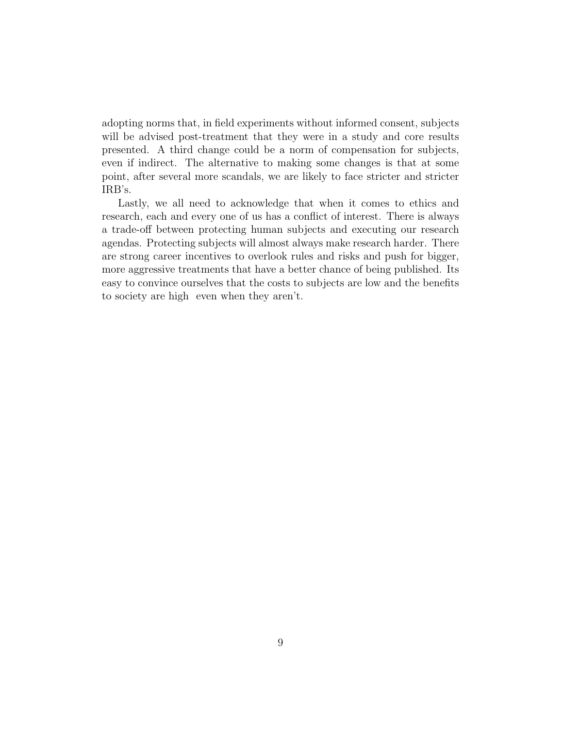adopting norms that, in field experiments without informed consent, subjects will be advised post-treatment that they were in a study and core results presented. A third change could be a norm of compensation for subjects, even if indirect. The alternative to making some changes is that at some point, after several more scandals, we are likely to face stricter and stricter IRB's.

Lastly, we all need to acknowledge that when it comes to ethics and research, each and every one of us has a conflict of interest. There is always a trade-off between protecting human subjects and executing our research agendas. Protecting subjects will almost always make research harder. There are strong career incentives to overlook rules and risks and push for bigger, more aggressive treatments that have a better chance of being published. Its easy to convince ourselves that the costs to subjects are low and the benefits to society are high even when they aren't.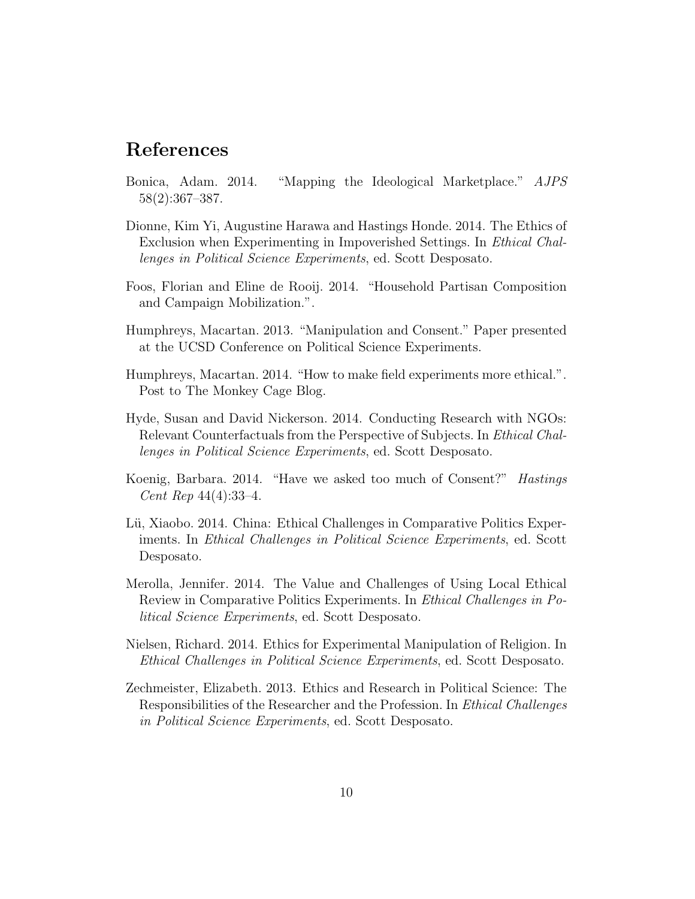# References

Bonica, Adam. 2014. "Mapping the Ideological Marketplace." *AJPS* 58(2):367–387.

Dionne, Kim Yi, Augustine Harawa and Hastings Honde. 2014. The Ethics of Exclusion when Experimenting in Impoverished Settings. In *Ethical Challenges in Political Science Experiments*, ed. Scott Desposato.

Foos, Florian and Eline de Rooij. 2014. "Household Partisan Composition and Campaign Mobilization.".

Humphreys, Macartan. 2013. "Manipulation and Consent." Paper presented at the UCSD Conference on Political Science Experiments.

Humphreys, Macartan. 2014. "How to make field experiments more ethical.". Post to The Monkey Cage Blog.

Hyde, Susan and David Nickerson. 2014. Conducting Research with NGOs: Relevant Counterfactuals from the Perspective of Subjects. In *Ethical Challenges in Political Science Experiments*, ed. Scott Desposato.

Koenig, Barbara. 2014. "Have we asked too much of Consent?" *Hastings Cent Rep* 44(4):33–4.

Lü, Xiaobo. 2014. China: Ethical Challenges in Comparative Politics Experiments. In *Ethical Challenges in Political Science Experiments*, ed. Scott Desposato.

Merolla, Jennifer. 2014. The Value and Challenges of Using Local Ethical Review in Comparative Politics Experiments. In *Ethical Challenges in Political Science Experiments*, ed. Scott Desposato.

Nielsen, Richard. 2014. Ethics for Experimental Manipulation of Religion. In *Ethical Challenges in Political Science Experiments*, ed. Scott Desposato.

Zechmeister, Elizabeth. 2013. Ethics and Research in Political Science: The Responsibilities of the Researcher and the Profession. In *Ethical Challenges in Political Science Experiments*, ed. Scott Desposato.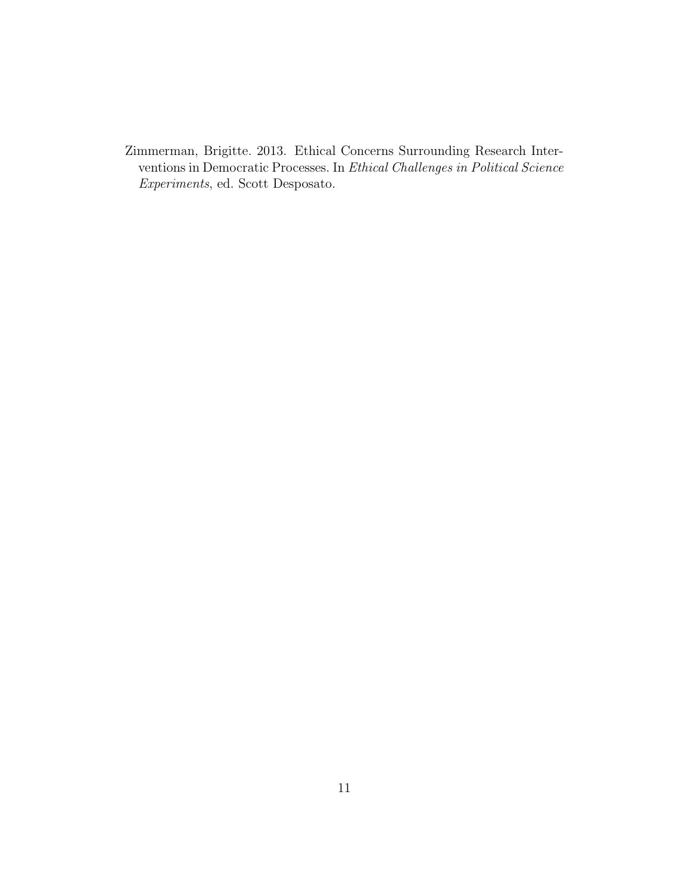Zimmerman, Brigitte. 2013. Ethical Concerns Surrounding Research Interventions in Democratic Processes. In *Ethical Challenges in Political Science Experiments*, ed. Scott Desposato.